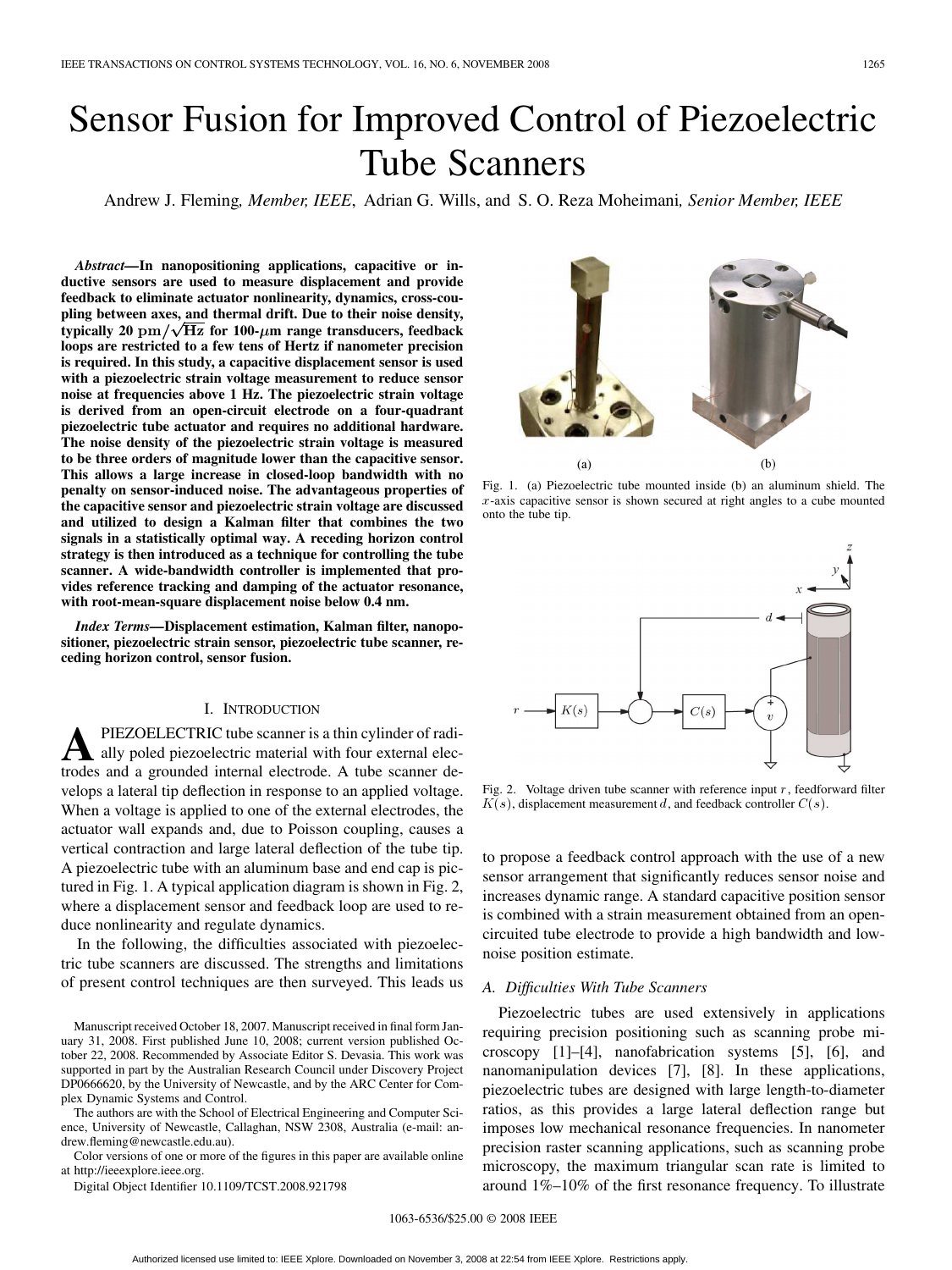# Sensor Fusion for Improved Control of Piezoelectric Tube Scanners

Andrew J. Fleming, *Member, IEEE*, Adrian G. Wills, and S. O. Reza Moheimani, *Senior Member, IEEE*

***Abstract*—In nanopositioning applications, capacitive or inductive sensors are used to measure displacement and provide feedback to eliminate actuator nonlinearity, dynamics, cross-coupling between axes, and thermal drift. Due to their noise density, typically 20 $\mathrm{pm}/\sqrt{\mathrm{Hz}}$ for 100-$\mu$m range transducers, feedback loops are restricted to a few tens of Hertz if nanometer precision is required. In this study, a capacitive displacement sensor is used with a piezoelectric strain voltage measurement to reduce sensor noise at frequencies above 1 Hz. The piezoelectric strain voltage is derived from an open-circuit electrode on a four-quadrant piezoelectric tube actuator and requires no additional hardware. The noise density of the piezoelectric strain voltage is measured to be three orders of magnitude lower than the capacitive sensor. This allows a large increase in closed-loop bandwidth with no penalty on sensor-induced noise. The advantageous properties of the capacitive sensor and piezoelectric strain voltage are discussed and utilized to design a Kalman filter that combines the two signals in a statistically optimal way. A receding horizon control strategy is then introduced as a technique for controlling the tube scanner. A wide-bandwidth controller is implemented that provides reference tracking and damping of the actuator resonance, with root-mean-square displacement noise below 0.4 nm.**

***Index Terms*—Displacement estimation, Kalman filter, nanopositioner, piezoelectric strain sensor, piezoelectric tube scanner, receding horizon control, sensor fusion.**

Fig. 1. (a) Piezoelectric tube mounted inside (b) an aluminum shield. The $x$-axis capacitive sensor is shown secured at right angles to a cube mounted onto the tube tip.

Fig. 2. Voltage driven tube scanner with reference input $r$, feedforward filter $K(s)$, displacement measurement $d$, and feedback controller $C(s)$.

## I. Introduction

A PIEZOELECTRIC tube scanner is a thin cylinder of radially poled piezoelectric material with four external electrodes and a grounded internal electrode. A tube scanner develops a lateral tip deflection in response to an applied voltage. When a voltage is applied to one of the external electrodes, the actuator wall expands and, due to Poisson coupling, causes a vertical contraction and large lateral deflection of the tube tip. A piezoelectric tube with an aluminum base and end cap is pictured in Fig. 1. A typical application diagram is shown in Fig. 2, where a displacement sensor and feedback loop are used to reduce nonlinearity and regulate dynamics.

In the following, the difficulties associated with piezoelectric tube scanners are discussed. The strengths and limitations of present control techniques are then surveyed. This leads us to propose a feedback control approach with the use of a new sensor arrangement that significantly reduces sensor noise and increases dynamic range. A standard capacitive position sensor is combined with a strain measurement obtained from an open-circuited tube electrode to provide a high bandwidth and low-noise position estimate.

### A. Difficulties With Tube Scanners

Piezoelectric tubes are used extensively in applications requiring precision positioning such as scanning probe microscopy [1]–[4], nanofabrication systems [5], [6], and nanomanipulation devices [7], [8]. In these applications, piezoelectric tubes are designed with large length-to-diameter ratios, as this provides a large lateral deflection range but imposes low mechanical resonance frequencies. In nanometer precision raster scanning applications, such as scanning probe microscopy, the maximum triangular scan rate is limited to around 1%–10% of the first resonance frequency. To illustrate

Manuscript received October 18, 2007. Manuscript received in final form January 31, 2008. First published June 10, 2008; current version published October 22, 2008. Recommended by Associate Editor S. Devasia. This work was supported in part by the Australian Research Council under Discovery Project DP0666620, by the University of Newcastle, and by the ARC Center for Complex Dynamic Systems and Control.

The authors are with the School of Electrical Engineering and Computer Science, University of Newcastle, Callaghan, NSW 2308, Australia (e-mail: andrew.fleming@newcastle.edu.au).

Color versions of one or more of the figures in this paper are available online at http://ieeexplore.ieee.org.

Digital Object Identifier 10.1109/TCST.2008.921798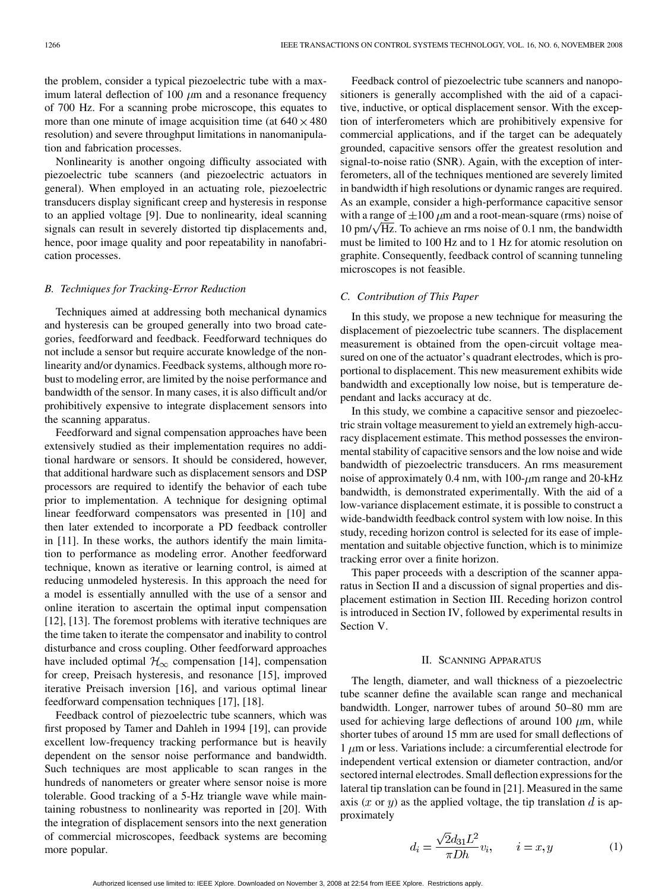the problem, consider a typical piezoelectric tube with a maximum lateral deflection of 100 $\mu$m and a resonance frequency of 700 Hz. For a scanning probe microscope, this equates to more than one minute of image acquisition time (at $640 \times 480$ resolution) and severe throughput limitations in nanomanipulation and fabrication processes.

Nonlinearity is another ongoing difficulty associated with piezoelectric tube scanners (and piezoelectric actuators in general). When employed in an actuating role, piezoelectric transducers display significant creep and hysteresis in response to an applied voltage [9]. Due to nonlinearity, ideal scanning signals can result in severely distorted tip displacements and, hence, poor image quality and poor repeatability in nanofabrication processes.

### B. Techniques for Tracking-Error Reduction

Techniques aimed at addressing both mechanical dynamics and hysteresis can be grouped generally into two broad categories, feedforward and feedback. Feedforward techniques do not include a sensor but require accurate knowledge of the nonlinearity and/or dynamics. Feedback systems, although more robust to modeling error, are limited by the noise performance and bandwidth of the sensor. In many cases, it is also difficult and/or prohibitively expensive to integrate displacement sensors into the scanning apparatus.

Feedforward and signal compensation approaches have been extensively studied as their implementation requires no additional hardware or sensors. It should be considered, however, that additional hardware such as displacement sensors and DSP processors are required to identify the behavior of each tube prior to implementation. A technique for designing optimal linear feedforward compensators was presented in [10] and then later extended to incorporate a PD feedback controller in [11]. In these works, the authors identify the main limitation to performance as modeling error. Another feedforward technique, known as iterative or learning control, is aimed at reducing unmodeled hysteresis. In this approach the need for a model is essentially annulled with the use of a sensor and online iteration to ascertain the optimal input compensation [12], [13]. The foremost problems with iterative techniques are the time taken to iterate the compensator and inability to control disturbance and cross coupling. Other feedforward approaches have included optimal $\mathcal{H}_\infty$ compensation [14], compensation for creep, Preisach hysteresis, and resonance [15], improved iterative Preisach inversion [16], and various optimal linear feedforward compensation techniques [17], [18].

Feedback control of piezoelectric tube scanners, which was first proposed by Tamer and Dahleh in 1994 [19], can provide excellent low-frequency tracking performance but is heavily dependent on the sensor noise performance and bandwidth. Such techniques are most applicable to scan ranges in the hundreds of nanometers or greater where sensor noise is more tolerable. Good tracking of a 5-Hz triangle wave while maintaining robustness to nonlinearity was reported in [20]. With the integration of displacement sensors into the next generation of commercial microscopes, feedback systems are becoming more popular.

Feedback control of piezoelectric tube scanners and nanopositioners is generally accomplished with the aid of a capacitive, inductive, or optical displacement sensor. With the exception of interferometers which are prohibitively expensive for commercial applications, and if the target can be adequately grounded, capacitive sensors offer the greatest resolution and signal-to-noise ratio (SNR). Again, with the exception of interferometers, all of the techniques mentioned are severely limited in bandwidth if high resolutions or dynamic ranges are required. As an example, consider a high-performance capacitive sensor with a range of $\pm 100$ $\mu$m and a root-mean-square (rms) noise of 10 pm/$\sqrt{\text{Hz}}$. To achieve an rms noise of 0.1 nm, the bandwidth must be limited to 100 Hz and to 1 Hz for atomic resolution on graphite. Consequently, feedback control of scanning tunneling microscopes is not feasible.

### C. Contribution of This Paper

In this study, we propose a new technique for measuring the displacement of piezoelectric tube scanners. The displacement measurement is obtained from the open-circuit voltage measured on one of the actuator's quadrant electrodes, which is proportional to displacement. This new measurement exhibits wide bandwidth and exceptionally low noise, but is temperature dependant and lacks accuracy at dc.

In this study, we combine a capacitive sensor and piezoelectric strain voltage measurement to yield an extremely high-accuracy displacement estimate. This method possesses the environmental stability of capacitive sensors and the low noise and wide bandwidth of piezoelectric transducers. An rms measurement noise of approximately 0.4 nm, with 100-$\mu$m range and 20-kHz bandwidth, is demonstrated experimentally. With the aid of a low-variance displacement estimate, it is possible to construct a wide-bandwidth feedback control system with low noise. In this study, receding horizon control is selected for its ease of implementation and suitable objective function, which is to minimize tracking error over a finite horizon.

This paper proceeds with a description of the scanner apparatus in Section II and a discussion of signal properties and displacement estimation in Section III. Receding horizon control is introduced in Section IV, followed by experimental results in Section V.

## II. Scanning Apparatus

The length, diameter, and wall thickness of a piezoelectric tube scanner define the available scan range and mechanical bandwidth. Longer, narrower tubes of around 50–80 mm are used for achieving large deflections of around 100 $\mu$m, while shorter tubes of around 15 mm are used for small deflections of 1 $\mu$m or less. Variations include: a circumferential electrode for independent vertical extension or diameter contraction, and/or sectored internal electrodes. Small deflection expressions for the lateral tip translation can be found in [21]. Measured in the same axis ($x$ or $y$) as the applied voltage, the tip translation $d$ is approximately

$$d_i = \frac{\sqrt{2} d_{31} L^2}{\pi D h} v_i, \qquad i = x, y \tag{1}$$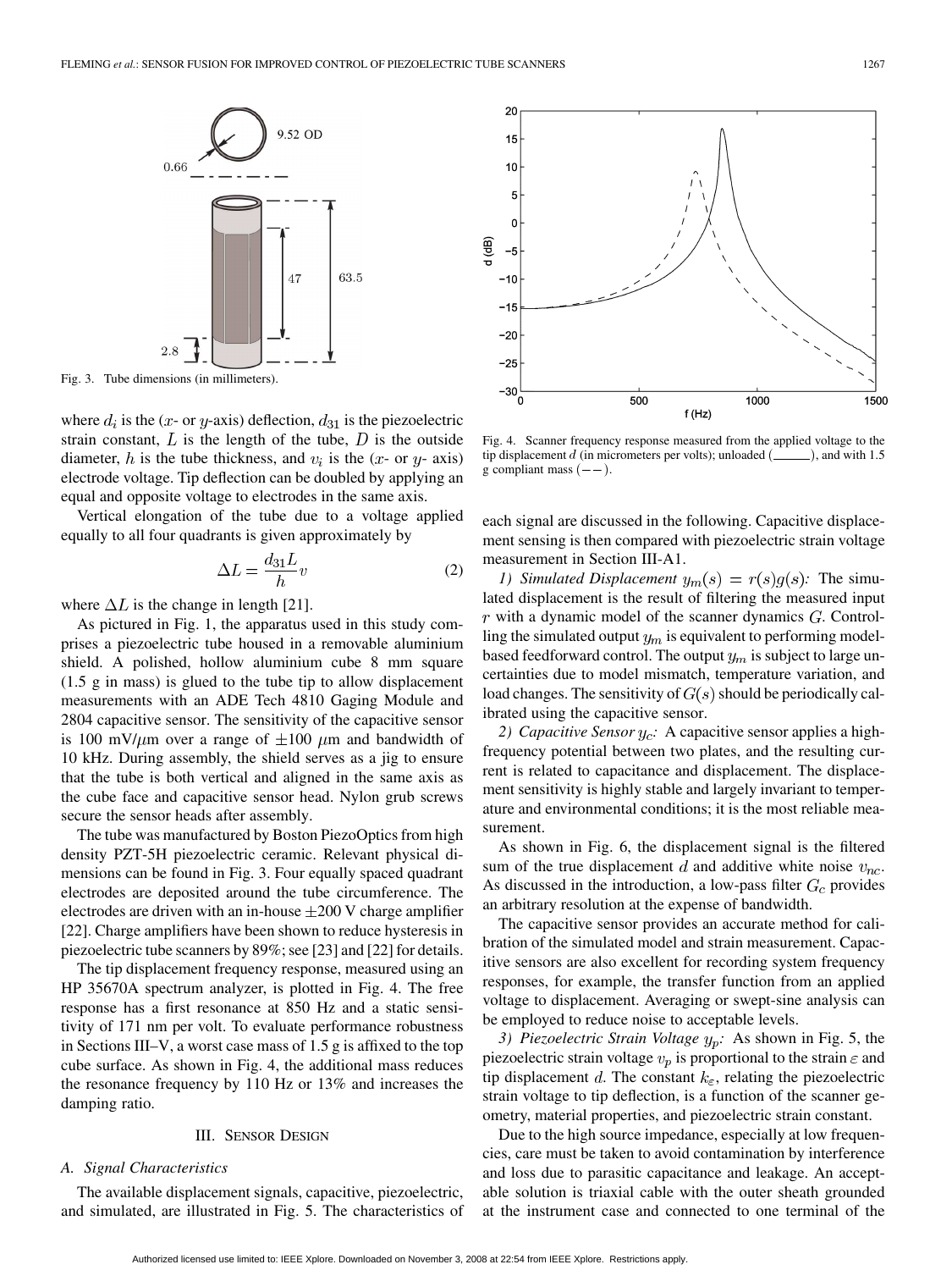Fig. 3. Tube dimensions (in millimeters).

where $d_i$ is the ($x$- or $y$-axis) deflection, $d_{31}$ is the piezoelectric strain constant, $L$ is the length of the tube, $D$ is the outside diameter, $h$ is the tube thickness, and $v_i$ is the ($x$- or $y$- axis) electrode voltage. Tip deflection can be doubled by applying an equal and opposite voltage to electrodes in the same axis.

Vertical elongation of the tube due to a voltage applied equally to all four quadrants is given approximately by

$$\Delta L = \frac{d_{31} L}{h} v \tag{2}$$

where $\Delta L$ is the change in length [21].

As pictured in Fig. 1, the apparatus used in this study comprises a piezoelectric tube housed in a removable aluminium shield. A polished, hollow aluminium cube 8 mm square (1.5 g in mass) is glued to the tube tip to allow displacement measurements with an ADE Tech 4810 Gaging Module and 2804 capacitive sensor. The sensitivity of the capacitive sensor is 100 mV/$\mu$m over a range of $\pm 100$ $\mu$m and bandwidth of 10 kHz. During assembly, the shield serves as a jig to ensure that the tube is both vertical and aligned in the same axis as the cube face and capacitive sensor head. Nylon grub screws secure the sensor heads after assembly.

The tube was manufactured by Boston PiezoOptics from high density PZT-5H piezoelectric ceramic. Relevant physical dimensions can be found in Fig. 3. Four equally spaced quadrant electrodes are deposited around the tube circumference. The electrodes are driven with an in-house $\pm 200$ V charge amplifier [22]. Charge amplifiers have been shown to reduce hysteresis in piezoelectric tube scanners by 89%; see [23] and [22] for details.

The tip displacement frequency response, measured using an HP 35670A spectrum analyzer, is plotted in Fig. 4. The free response has a first resonance at 850 Hz and a static sensitivity of 171 nm per volt. To evaluate performance robustness in Sections III–V, a worst case mass of 1.5 g is affixed to the top cube surface. As shown in Fig. 4, the additional mass reduces the resonance frequency by 110 Hz or 13% and increases the damping ratio.

Fig. 4. Scanner frequency response measured from the applied voltage to the tip displacement $d$ (in micrometers per volts); unloaded (———), and with 1.5 g compliant mass (− −).

## III. Sensor Design

### A. Signal Characteristics

The available displacement signals, capacitive, piezoelectric, and simulated, are illustrated in Fig. 5. The characteristics of each signal are discussed in the following. Capacitive displacement sensing is then compared with piezoelectric strain voltage measurement in Section III-A1.

*1) Simulated Displacement $y_m(s) = r(s)g(s)$:* The simulated displacement is the result of filtering the measured input $r$ with a dynamic model of the scanner dynamics $G$. Controlling the simulated output $y_m$ is equivalent to performing model-based feedforward control. The output $y_m$ is subject to large uncertainties due to model mismatch, temperature variation, and load changes. The sensitivity of $G(s)$ should be periodically calibrated using the capacitive sensor.

*2) Capacitive Sensor $y_c$:* A capacitive sensor applies a high-frequency potential between two plates, and the resulting current is related to capacitance and displacement. The displacement sensitivity is highly stable and largely invariant to temperature and environmental conditions; it is the most reliable measurement.

As shown in Fig. 6, the displacement signal is the filtered sum of the true displacement $d$ and additive white noise $v_{nc}$. As discussed in the introduction, a low-pass filter $G_c$ provides an arbitrary resolution at the expense of bandwidth.

The capacitive sensor provides an accurate method for calibration of the simulated model and strain measurement. Capacitive sensors are also excellent for recording system frequency responses, for example, the transfer function from an applied voltage to displacement. Averaging or swept-sine analysis can be employed to reduce noise to acceptable levels.

*3) Piezoelectric Strain Voltage $y_p$:* As shown in Fig. 5, the piezoelectric strain voltage $v_p$ is proportional to the strain $\varepsilon$ and tip displacement $d$. The constant $k_\varepsilon$, relating the piezoelectric strain voltage to tip deflection, is a function of the scanner geometry, material properties, and piezoelectric strain constant.

Due to the high source impedance, especially at low frequencies, care must be taken to avoid contamination by interference and loss due to parasitic capacitance and leakage. An acceptable solution is triaxial cable with the outer sheath grounded at the instrument case and connected to one terminal of the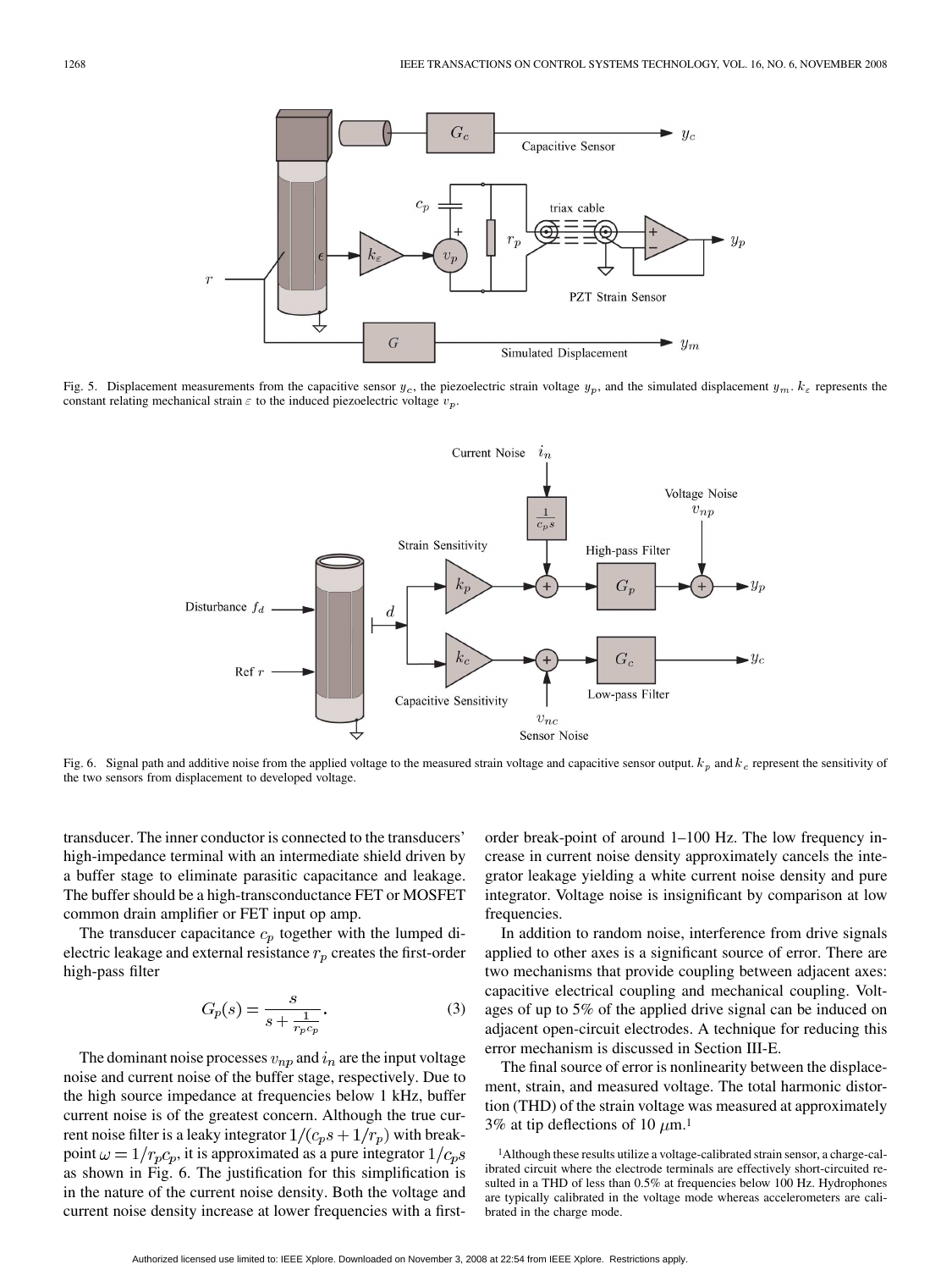Fig. 5. Displacement measurements from the capacitive sensor $y_c$, the piezoelectric strain voltage $y_p$, and the simulated displacement $y_m$. $k_\varepsilon$ represents the constant relating mechanical strain $\varepsilon$ to the induced piezoelectric voltage $v_p$.

Fig. 6. Signal path and additive noise from the applied voltage to the measured strain voltage and capacitive sensor output. $k_p$ and $k_c$ represent the sensitivity of the two sensors from displacement to developed voltage.

transducer. The inner conductor is connected to the transducers' high-impedance terminal with an intermediate shield driven by a buffer stage to eliminate parasitic capacitance and leakage. The buffer should be a high-transconductance FET or MOSFET common drain amplifier or FET input op amp.

The transducer capacitance $c_p$ together with the lumped dielectric leakage and external resistance $r_p$ creates the first-order high-pass filter

$$G_p(s) = \frac{s}{s + \frac{1}{r_p c_p}}. \tag{3}$$

The dominant noise processes $v_{np}$ and $i_n$ are the input voltage noise and current noise of the buffer stage, respectively. Due to the high source impedance at frequencies below 1 kHz, buffer current noise is of the greatest concern. Although the true current noise filter is a leaky integrator $1/(c_p s + 1/r_p)$ with break-point $\omega = 1/r_p c_p$, it is approximated as a pure integrator $1/c_p s$ as shown in Fig. 6. The justification for this simplification is in the nature of the current noise density. Both the voltage and current noise density increase at lower frequencies with a first-order break-point of around 1–100 Hz. The low frequency increase in current noise density approximately cancels the integrator leakage yielding a white current noise density and pure integrator. Voltage noise is insignificant by comparison at low frequencies.

In addition to random noise, interference from drive signals applied to other axes is a significant source of error. There are two mechanisms that provide coupling between adjacent axes: capacitive electrical coupling and mechanical coupling. Voltages of up to 5% of the applied drive signal can be induced on adjacent open-circuit electrodes. A technique for reducing this error mechanism is discussed in Section III-E.

The final source of error is nonlinearity between the displacement, strain, and measured voltage. The total harmonic distortion (THD) of the strain voltage was measured at approximately 3% at tip deflections of 10 $\mu$m.[1]

[1] Although these results utilize a voltage-calibrated strain sensor, a charge-calibrated circuit where the electrode terminals are effectively short-circuited resulted in a THD of less than 0.5% at frequencies below 100 Hz. Hydrophones are typically calibrated in the voltage mode whereas accelerometers are calibrated in the charge mode.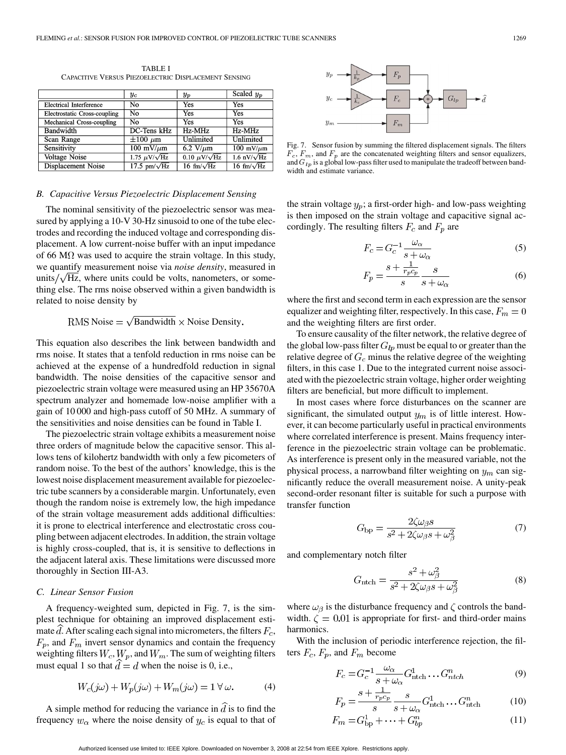TABLE I
CAPACITIVE VERSUS PIEZOELECTRIC DISPLACEMENT SENSING

| | $y_c$ | $y_p$ | Scaled $y_p$ |
|---|---|---|---|
| Electrical Interference | No | Yes | Yes |
| Electrostatic Cross-coupling | No | Yes | Yes |
| Mechanical Cross-coupling | No | Yes | Yes |
| Bandwidth | DC-Tens kHz | Hz-MHz | Hz-MHz |
| Scan Range | $\pm 100\ \mu$m | Unlimited | Unlimited |
| Sensitivity | 100 mV/$\mu$m | 6.2 V/$\mu$m | 100 mV/$\mu$m |
| Voltage Noise | 1.75 $\mu$V/$\sqrt{\text{Hz}}$ | 0.10 $\mu$V/$\sqrt{\text{Hz}}$ | 1.6 nV/$\sqrt{\text{Hz}}$ |
| Displacement Noise | 17.5 pm/$\sqrt{\text{Hz}}$ | 16 fm/$\sqrt{\text{Hz}}$ | 16 fm/$\sqrt{\text{Hz}}$ |

### B. Capacitive Versus Piezoelectric Displacement Sensing

The nominal sensitivity of the piezoelectric sensor was measured by applying a 10-V 30-Hz sinusoid to one of the tube electrodes and recording the induced voltage and corresponding displacement. A low current-noise buffer with an input impedance of 66 M$\Omega$ was used to acquire the strain voltage. In this study, we quantify measurement noise via *noise density*, measured in units/$\sqrt{\text{Hz}}$, where units could be volts, nanometers, or something else. The rms noise observed within a given bandwidth is related to noise density by

$$\text{RMS Noise} = \sqrt{\text{Bandwidth}} \times \text{Noise Density}.$$

This equation also describes the link between bandwidth and rms noise. It states that a tenfold reduction in rms noise can be achieved at the expense of a hundredfold reduction in signal bandwidth. The noise densities of the capacitive sensor and piezoelectric strain voltage were measured using an HP 35670A spectrum analyzer and homemade low-noise amplifier with a gain of 10 000 and high-pass cutoff of 50 MHz. A summary of the sensitivities and noise densities can be found in Table I.

The piezoelectric strain voltage exhibits a measurement noise three orders of magnitude below the capacitive sensor. This allows tens of kilohertz bandwidth with only a few picometers of random noise. To the best of the authors' knowledge, this is the lowest noise displacement measurement available for piezoelectric tube scanners by a considerable margin. Unfortunately, even though the random noise is extremely low, the high impedance of the strain voltage measurement adds additional difficulties: it is prone to electrical interference and electrostatic cross coupling between adjacent electrodes. In addition, the strain voltage is highly cross-coupled, that is, it is sensitive to deflections in the adjacent lateral axis. These limitations were discussed more thoroughly in Section III-A3.

### C. Linear Sensor Fusion

A frequency-weighted sum, depicted in Fig. 7, is the simplest technique for obtaining an improved displacement estimate $\hat{d}$. After scaling each signal into micrometers, the filters $F_c$, $F_p$, and $F_m$ invert sensor dynamics and contain the frequency weighting filters $W_c$, $W_p$, and $W_m$. The sum of weighting filters must equal 1 so that $\hat{d} = d$ when the noise is 0, i.e.,

$$W_c(j\omega) + W_p(j\omega) + W_m(j\omega) = 1\ \forall\,\omega. \tag{4}$$

A simple method for reducing the variance in $\hat{d}$ is to find the frequency $w_\alpha$ where the noise density of $y_c$ is equal to that of the strain voltage $y_p$; a first-order high- and low-pass weighting is then imposed on the strain voltage and capacitive signal accordingly. The resulting filters $F_c$ and $F_p$ are

$$F_c = G_c^{-1}\frac{\omega_\alpha}{s+\omega_\alpha} \tag{5}$$

$$F_p = \frac{s+\frac{1}{r_p c_p}}{s}\frac{s}{s+\omega_\alpha} \tag{6}$$

where the first and second term in each expression are the sensor equalizer and weighting filter, respectively. In this case, $F_m = 0$ and the weighting filters are first order.

Fig. 7. Sensor fusion by summing the filtered displacement signals. The filters $F_c$, $F_m$, and $F_p$ are the concatenated weighting filters and sensor equalizers, and $G_{lp}$ is a global low-pass filter used to manipulate the tradeoff between bandwidth and estimate variance.

To ensure causality of the filter network, the relative degree of the global low-pass filter $G_{lp}$ must be equal to or greater than the relative degree of $G_c$ minus the relative degree of the weighting filters, in this case 1. Due to the integrated current noise associated with the piezoelectric strain voltage, higher order weighting filters are beneficial, but more difficult to implement.

In most cases where force disturbances on the scanner are significant, the simulated output $y_m$ is of little interest. However, it can become particularly useful in practical environments where correlated interference is present. Mains frequency interference in the piezoelectric strain voltage can be problematic. As interference is present only in the measured variable, not the physical process, a narrowband filter weighting on $y_m$ can significantly reduce the overall measurement noise. A unity-peak second-order resonant filter is suitable for such a purpose with transfer function

$$G_{\text{bp}} = \frac{2\zeta\omega_\beta s}{s^2 + 2\zeta\omega_\beta s + \omega_\beta^2} \tag{7}$$

and complementary notch filter

$$G_{\text{ntch}} = \frac{s^2 + \omega_\beta^2}{s^2 + 2\zeta\omega_\beta s + \omega_\beta^2} \tag{8}$$

where $\omega_\beta$ is the disturbance frequency and $\zeta$ controls the bandwidth. $\zeta = 0.01$ is appropriate for first- and third-order mains harmonics.

With the inclusion of periodic interference rejection, the filters $F_c$, $F_p$, and $F_m$ become

$$F_c = G_c^{-1}\frac{\omega_\alpha}{s+\omega_\alpha}G_{\text{ntch}}^1 \cdots G_{ntch}^n \tag{9}$$

$$F_p = \frac{s+\frac{1}{r_p c_p}}{s}\frac{s}{s+\omega_\alpha}G_{\text{ntch}}^1 \cdots G_{\text{ntch}}^n \tag{10}$$

$$F_m = G_{\text{bp}}^1 + \cdots + G_{bp}^n \tag{11}$$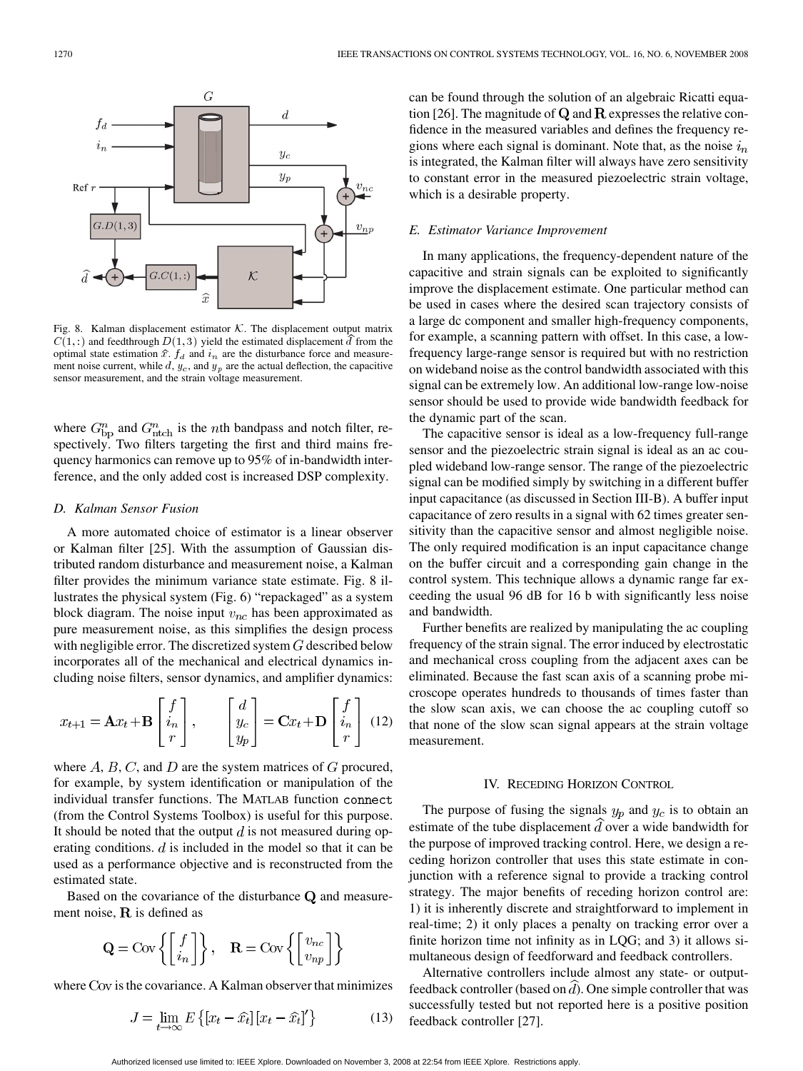Fig. 8. Kalman displacement estimator $\mathcal{K}$. The displacement output matrix $C(1,:)$ and feedthrough $D(1,3)$ yield the estimated displacement $\widehat{d}$ from the optimal state estimation $\widehat{x}$. $f_d$ and $i_n$ are the disturbance force and measurement noise current, while $d$, $y_c$, and $y_p$ are the actual deflection, the capacitive sensor measurement, and the strain voltage measurement.

where $G^n_{\mathrm{bp}}$ and $G^n_{\mathrm{ntch}}$ is the $n$th bandpass and notch filter, respectively. Two filters targeting the first and third mains frequency harmonics can remove up to 95% of in-bandwidth interference, and the only added cost is increased DSP complexity.

### D. Kalman Sensor Fusion

A more automated choice of estimator is a linear observer or Kalman filter [25]. With the assumption of Gaussian distributed random disturbance and measurement noise, a Kalman filter provides the minimum variance state estimate. Fig. 8 illustrates the physical system (Fig. 6) "repackaged" as a system block diagram. The noise input $v_{nc}$ has been approximated as pure measurement noise, as this simplifies the design process with negligible error. The discretized system $G$ described below incorporates all of the mechanical and electrical dynamics including noise filters, sensor dynamics, and amplifier dynamics:

$$x_{t+1} = \mathbf{A}x_t + \mathbf{B}\begin{bmatrix} f \\ i_n \\ r \end{bmatrix}, \qquad \begin{bmatrix} d \\ y_c \\ y_p \end{bmatrix} = \mathbf{C}x_t + \mathbf{D}\begin{bmatrix} f \\ i_n \\ r \end{bmatrix} \quad (12)$$

where $A$, $B$, $C$, and $D$ are the system matrices of $G$ procured, for example, by system identification or manipulation of the individual transfer functions. The MATLAB function `connect` (from the Control Systems Toolbox) is useful for this purpose. It should be noted that the output $d$ is not measured during operating conditions. $d$ is included in the model so that it can be used as a performance objective and is reconstructed from the estimated state.

Based on the covariance of the disturbance $\mathbf{Q}$ and measurement noise, $\mathbf{R}$ is defined as

$$\mathbf{Q} = \mathrm{Cov}\left\{\begin{bmatrix} f \\ i_n \end{bmatrix}\right\}, \quad \mathbf{R} = \mathrm{Cov}\left\{\begin{bmatrix} v_{nc} \\ v_{np} \end{bmatrix}\right\}$$

where Cov is the covariance. A Kalman observer that minimizes

$$J = \lim_{t \to \infty} E\left\{[x_t - \widehat{x}_t][x_t - \widehat{x}_t]'\right\} \quad (13)$$

can be found through the solution of an algebraic Ricatti equation [26]. The magnitude of $\mathbf{Q}$ and $\mathbf{R}$ expresses the relative confidence in the measured variables and defines the frequency regions where each signal is dominant. Note that, as the noise $i_n$ is integrated, the Kalman filter will always have zero sensitivity to constant error in the measured piezoelectric strain voltage, which is a desirable property.

### E. Estimator Variance Improvement

In many applications, the frequency-dependent nature of the capacitive and strain signals can be exploited to significantly improve the displacement estimate. One particular method can be used in cases where the desired scan trajectory consists of a large dc component and smaller high-frequency components, for example, a scanning pattern with offset. In this case, a low-frequency large-range sensor is required but with no restriction on wideband noise as the control bandwidth associated with this signal can be extremely low. An additional low-range low-noise sensor should be used to provide wide bandwidth feedback for the dynamic part of the scan.

The capacitive sensor is ideal as a low-frequency full-range sensor and the piezoelectric strain signal is ideal as an ac coupled wideband low-range sensor. The range of the piezoelectric signal can be modified simply by switching in a different buffer input capacitance (as discussed in Section III-B). A buffer input capacitance of zero results in a signal with 62 times greater sensitivity than the capacitive sensor and almost negligible noise. The only required modification is an input capacitance change on the buffer circuit and a corresponding gain change in the control system. This technique allows a dynamic range far exceeding the usual 96 dB for 16 b with significantly less noise and bandwidth.

Further benefits are realized by manipulating the ac coupling frequency of the strain signal. The error induced by electrostatic and mechanical cross coupling from the adjacent axes can be eliminated. Because the fast scan axis of a scanning probe microscope operates hundreds to thousands of times faster than the slow scan axis, we can choose the ac coupling cutoff so that none of the slow scan signal appears at the strain voltage measurement.

## IV. Receding Horizon Control

The purpose of fusing the signals $y_p$ and $y_c$ is to obtain an estimate of the tube displacement $\widehat{d}$ over a wide bandwidth for the purpose of improved tracking control. Here, we design a receding horizon controller that uses this state estimate in conjunction with a reference signal to provide a tracking control strategy. The major benefits of receding horizon control are: 1) it is inherently discrete and straightforward to implement in real-time; 2) it only places a penalty on tracking error over a finite horizon time not infinity as in LQG; and 3) it allows simultaneous design of feedforward and feedback controllers.

Alternative controllers include almost any state- or output-feedback controller (based on $\widehat{d}$). One simple controller that was successfully tested but not reported here is a positive position feedback controller [27].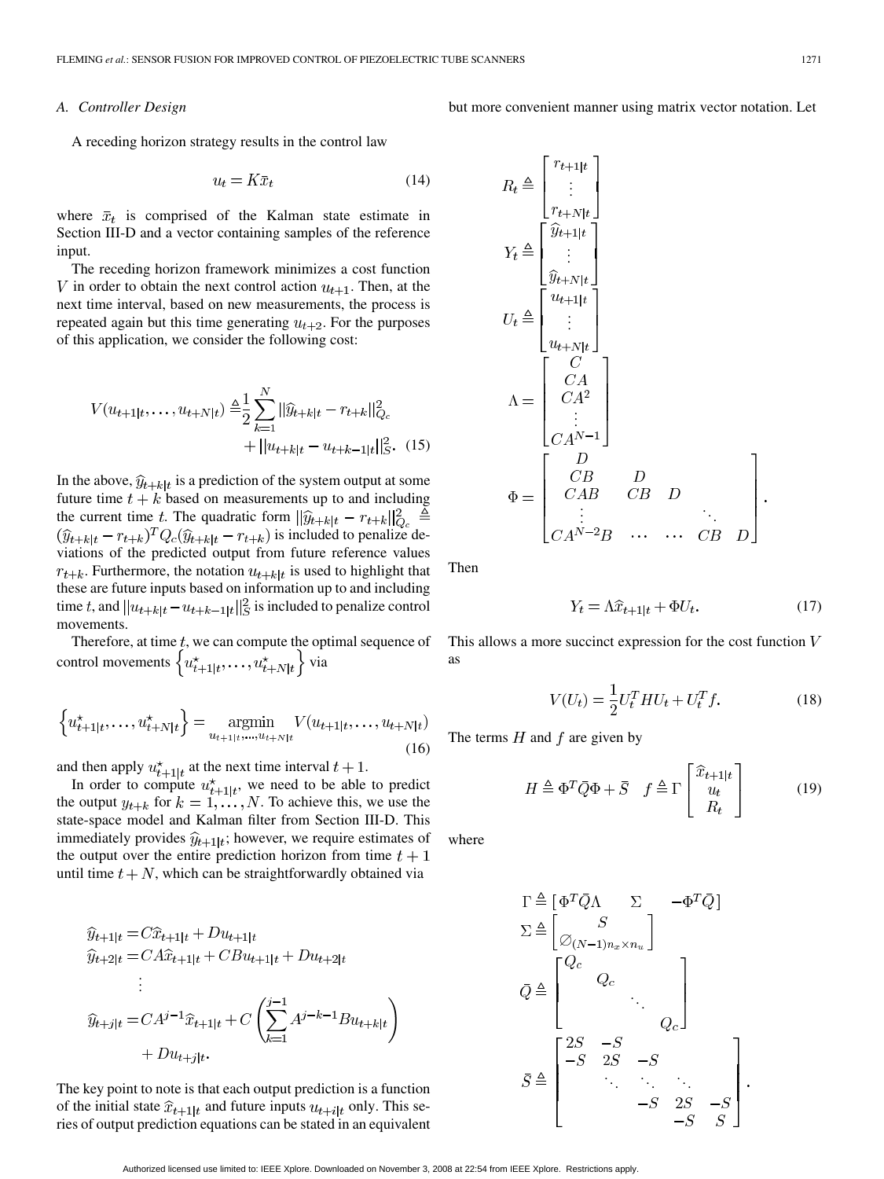### A. Controller Design

A receding horizon strategy results in the control law

$$u_t = K\bar{x}_t \tag{14}$$

where $\bar{x}_t$ is comprised of the Kalman state estimate in Section III-D and a vector containing samples of the reference input.

The receding horizon framework minimizes a cost function $V$ in order to obtain the next control action $u_{t+1}$. Then, at the next time interval, based on new measurements, the process is repeated again but this time generating $u_{t+2}$. For the purposes of this application, we consider the following cost:

$$V(u_{t+1|t},\ldots,u_{t+N|t}) \triangleq \frac{1}{2}\sum_{k=1}^{N} \|\widehat{y}_{t+k|t} - r_{t+k}\|_{Q_c}^2 + \|u_{t+k|t} - u_{t+k-1|t}\|_S^2. \tag{15}$$

In the above, $\widehat{y}_{t+k|t}$ is a prediction of the system output at some future time $t+k$ based on measurements up to and including the current time $t$. The quadratic form $\|\widehat{y}_{t+k|t} - r_{t+k}\|_{Q_c}^2 \triangleq (\widehat{y}_{t+k|t} - r_{t+k})^T Q_c (\widehat{y}_{t+k|t} - r_{t+k})$ is included to penalize deviations of the predicted output from future reference values $r_{t+k}$. Furthermore, the notation $u_{t+k|t}$ is used to highlight that these are future inputs based on information up to and including time $t$, and $\|u_{t+k|t} - u_{t+k-1|t}\|_S^2$ is included to penalize control movements.

Therefore, at time $t$, we can compute the optimal sequence of control movements $\left\{u_{t+1|t}^\star,\ldots,u_{t+N|t}^\star\right\}$ via

$$\left\{u_{t+1|t}^\star,\ldots,u_{t+N|t}^\star\right\} = \underset{u_{t+1|t},\ldots,u_{t+N|t}}{\operatorname{argmin}} \; V(u_{t+1|t},\ldots,u_{t+N|t}) \tag{16}$$

and then apply $u_{t+1|t}^\star$ at the next time interval $t+1$.

In order to compute $u_{t+1|t}^\star$, we need to be able to predict the output $y_{t+k}$ for $k = 1,\ldots,N$. To achieve this, we use the state-space model and Kalman filter from Section III-D. This immediately provides $\widehat{y}_{t+1|t}$; however, we require estimates of the output over the entire prediction horizon from time $t+1$ until time $t+N$, which can be straightforwardly obtained via

$$\begin{aligned}
\widehat{y}_{t+1|t} &= C\widehat{x}_{t+1|t} + Du_{t+1|t}\\
\widehat{y}_{t+2|t} &= CA\widehat{x}_{t+1|t} + CBu_{t+1|t} + Du_{t+2|t}\\
&\;\;\vdots\\
\widehat{y}_{t+j|t} &= CA^{j-1}\widehat{x}_{t+1|t} + C\left(\sum_{k=1}^{j-1} A^{j-k-1}Bu_{t+k|t}\right)\\
&\quad + Du_{t+j|t}.
\end{aligned}$$

The key point to note is that each output prediction is a function of the initial state $\widehat{x}_{t+1|t}$ and future inputs $u_{t+i|t}$ only. This series of output prediction equations can be stated in an equivalent but more convenient manner using matrix vector notation. Let

$$R_t \triangleq \begin{bmatrix} r_{t+1|t}\\ \vdots \\ r_{t+N|t}\end{bmatrix}$$

$$Y_t \triangleq \begin{bmatrix} \widehat{y}_{t+1|t}\\ \vdots \\ \widehat{y}_{t+N|t}\end{bmatrix}$$

$$U_t \triangleq \begin{bmatrix} u_{t+1|t}\\ \vdots \\ u_{t+N|t}\end{bmatrix}$$

$$\Lambda = \begin{bmatrix} C\\ CA\\ CA^2\\ \vdots\\ CA^{N-1}\end{bmatrix}$$

$$\Phi = \begin{bmatrix} D & & & & \\ CB & D & & & \\ CAB & CB & D & & \\ \vdots & & & \ddots & \\ CA^{N-2}B & \cdots & \cdots & CB & D\end{bmatrix}.$$

Then

$$Y_t = \Lambda\widehat{x}_{t+1|t} + \Phi U_t. \tag{17}$$

This allows a more succinct expression for the cost function $V$ as

$$V(U_t) = \frac{1}{2}U_t^T H U_t + U_t^T f. \tag{18}$$

The terms $H$ and $f$ are given by

$$H \triangleq \Phi^T\bar{Q}\Phi + \bar{S} \quad f \triangleq \Gamma\begin{bmatrix}\widehat{x}_{t+1|t}\\ u_t\\ R_t\end{bmatrix} \tag{19}$$

where

$$\Gamma \triangleq \begin{bmatrix}\Phi^T\bar{Q}\Lambda & \Sigma & -\Phi^T\bar{Q}\end{bmatrix}$$

$$\Sigma \triangleq \begin{bmatrix} S\\ \varnothing_{(N-1)n_x\times n_u}\end{bmatrix}$$

$$\bar{Q} \triangleq \begin{bmatrix} Q_c & & & \\ & Q_c & & \\ & & \ddots & \\ & & & Q_c\end{bmatrix}$$

$$\bar{S} \triangleq \begin{bmatrix} 2S & -S & & & \\ -S & 2S & -S & & \\ & \ddots & \ddots & \ddots & \\ & & -S & 2S & -S\\ & & & -S & S\end{bmatrix}.$$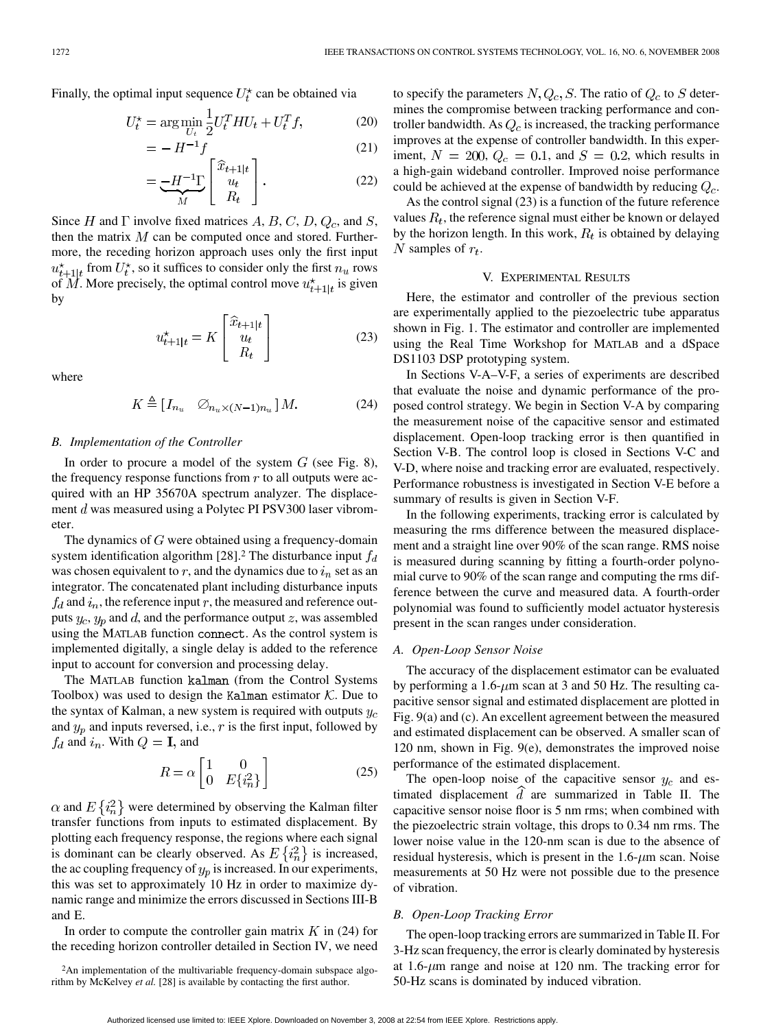Finally, the optimal input sequence $U_t^\star$ can be obtained via

$$U_t^\star = \arg\min_{U_t} \frac{1}{2} U_t^T H U_t + U_t^T f, \tag{20}$$

$$= -H^{-1} f \tag{21}$$

$$= \underbrace{-H^{-1}\Gamma}_{M} \begin{bmatrix} \widehat{x}_{t+1|t} \\ u_t \\ R_t \end{bmatrix}. \tag{22}$$

Since $H$ and $\Gamma$ involve fixed matrices $A$, $B$, $C$, $D$, $Q_c$, and $S$, then the matrix $M$ can be computed once and stored. Furthermore, the receding horizon approach uses only the first input $u_{t+1|t}^\star$ from $U_t^\star$, so it suffices to consider only the first $n_u$ rows of $M$. More precisely, the optimal control move $u_{t+1|t}^\star$ is given by

$$u_{t+1|t}^\star = K \begin{bmatrix} \widehat{x}_{t+1|t} \\ u_t \\ R_t \end{bmatrix} \tag{23}$$

where

$$K \triangleq [I_{n_u} \quad \varnothing_{n_u \times (N-1)n_u}] M. \tag{24}$$

### B. Implementation of the Controller

In order to procure a model of the system $G$ (see Fig. 8), the frequency response functions from $r$ to all outputs were acquired with an HP 35670A spectrum analyzer. The displacement $d$ was measured using a Polytec PI PSV300 laser vibrometer.

The dynamics of $G$ were obtained using a frequency-domain system identification algorithm [28].[2] The disturbance input $f_d$ was chosen equivalent to $r$, and the dynamics due to $i_n$ set as an integrator. The concatenated plant including disturbance inputs $f_d$ and $i_n$, the reference input $r$, the measured and reference outputs $y_c$, $y_p$ and $d$, and the performance output $z$, was assembled using the MATLAB function `connect`. As the control system is implemented digitally, a single delay is added to the reference input to account for conversion and processing delay.

The MATLAB function `kalman` (from the Control Systems Toolbox) was used to design the `Kalman` estimator $\mathcal{K}$. Due to the syntax of Kalman, a new system is required with outputs $y_c$ and $y_p$ and inputs reversed, i.e., $r$ is the first input, followed by $f_d$ and $i_n$. With $Q = \mathbf{I}$, and

$$R = \alpha \begin{bmatrix} 1 & 0 \\ 0 & E\{i_n^2\} \end{bmatrix} \tag{25}$$

$\alpha$ and $E\{i_n^2\}$ were determined by observing the Kalman filter transfer functions from inputs to estimated displacement. By plotting each frequency response, the regions where each signal is dominant can be clearly observed. As $E\{i_n^2\}$ is increased, the ac coupling frequency of $y_p$ is increased. In our experiments, this was set to approximately 10 Hz in order to maximize dynamic range and minimize the errors discussed in Sections III-B and E.

In order to compute the controller gain matrix $K$ in (24) for the receding horizon controller detailed in Section IV, we need to specify the parameters $N, Q_c, S$. The ratio of $Q_c$ to $S$ determines the compromise between tracking performance and controller bandwidth. As $Q_c$ is increased, the tracking performance improves at the expense of controller bandwidth. In this experiment, $N = 200$, $Q_c = 0.1$, and $S = 0.2$, which results in a high-gain wideband controller. Improved noise performance could be achieved at the expense of bandwidth by reducing $Q_c$.

As the control signal (23) is a function of the future reference values $R_t$, the reference signal must either be known or delayed by the horizon length. In this work, $R_t$ is obtained by delaying $N$ samples of $r_t$.

[2] An implementation of the multivariable frequency-domain subspace algorithm by McKelvey *et al.* [28] is available by contacting the first author.

## V. Experimental Results

Here, the estimator and controller of the previous section are experimentally applied to the piezoelectric tube apparatus shown in Fig. 1. The estimator and controller are implemented using the Real Time Workshop for MATLAB and a dSpace DS1103 DSP prototyping system.

In Sections V-A–V-F, a series of experiments are described that evaluate the noise and dynamic performance of the proposed control strategy. We begin in Section V-A by comparing the measurement noise of the capacitive sensor and estimated displacement. Open-loop tracking error is then quantified in Section V-B. The control loop is closed in Sections V-C and V-D, where noise and tracking error are evaluated, respectively. Performance robustness is investigated in Section V-E before a summary of results is given in Section V-F.

In the following experiments, tracking error is calculated by measuring the rms difference between the measured displacement and a straight line over 90% of the scan range. RMS noise is measured during scanning by fitting a fourth-order polynomial curve to 90% of the scan range and computing the rms difference between the curve and measured data. A fourth-order polynomial was found to sufficiently model actuator hysteresis present in the scan ranges under consideration.

### A. Open-Loop Sensor Noise

The accuracy of the displacement estimator can be evaluated by performing a 1.6-$\mu$m scan at 3 and 50 Hz. The resulting capacitive sensor signal and estimated displacement are plotted in Fig. 9(a) and (c). An excellent agreement between the measured and estimated displacement can be observed. A smaller scan of 120 nm, shown in Fig. 9(e), demonstrates the improved noise performance of the estimated displacement.

The open-loop noise of the capacitive sensor $y_c$ and estimated displacement $\widehat{d}$ are summarized in Table II. The capacitive sensor noise floor is 5 nm rms; when combined with the piezoelectric strain voltage, this drops to 0.34 nm rms. The lower noise value in the 120-nm scan is due to the absence of residual hysteresis, which is present in the 1.6-$\mu$m scan. Noise measurements at 50 Hz were not possible due to the presence of vibration.

### B. Open-Loop Tracking Error

The open-loop tracking errors are summarized in Table II. For 3-Hz scan frequency, the error is clearly dominated by hysteresis at 1.6-$\mu$m range and noise at 120 nm. The tracking error for 50-Hz scans is dominated by induced vibration.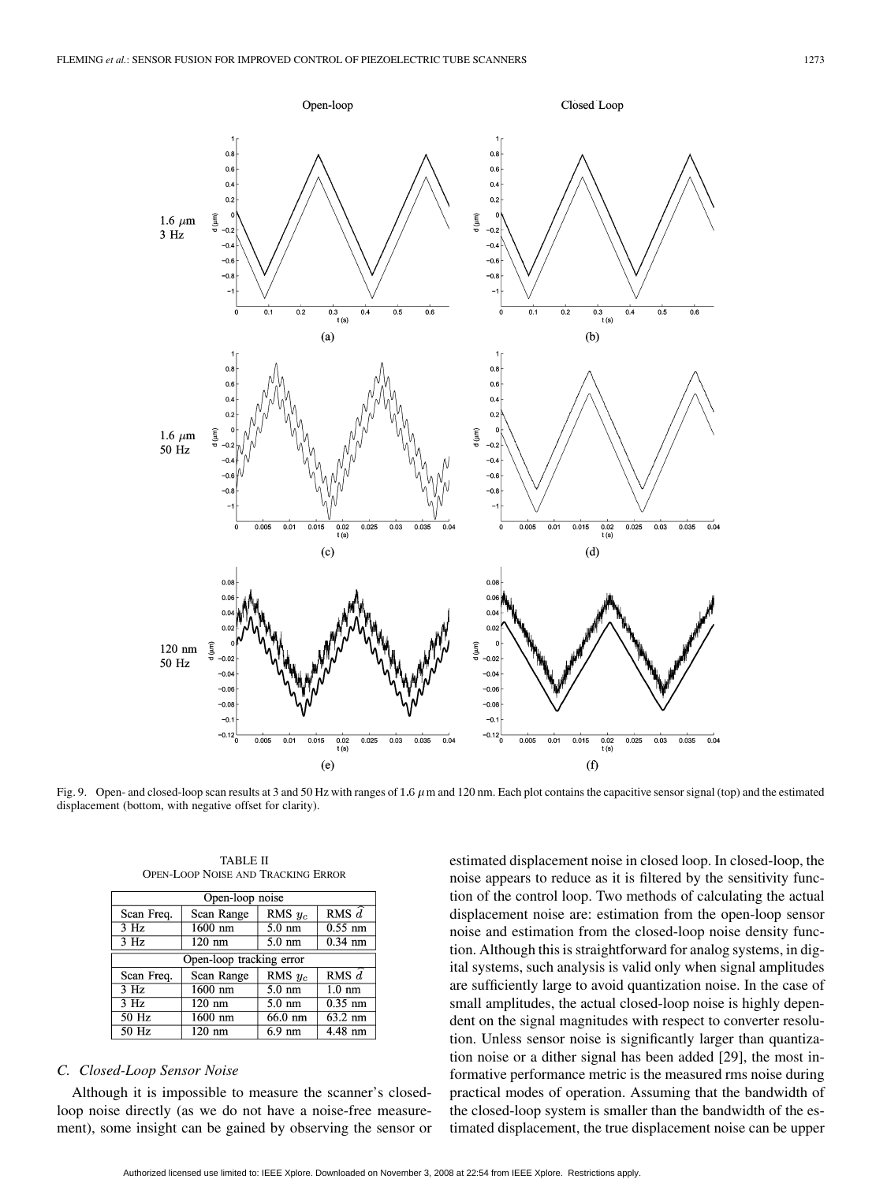Fig. 9. Open- and closed-loop scan results at 3 and 50 Hz with ranges of 1.6 $\mu$m and 120 nm. Each plot contains the capacitive sensor signal (top) and the estimated displacement (bottom, with negative offset for clarity).

TABLE II
OPEN-LOOP NOISE AND TRACKING ERROR

| Open-loop noise | | | |
|---|---|---|---|
| Scan Freq. | Scan Range | RMS $y_c$ | RMS $\widehat{d}$ |
| 3 Hz | 1600 nm | 5.0 nm | 0.55 nm |
| 3 Hz | 120 nm | 5.0 nm | 0.34 nm |
| **Open-loop tracking error** | | | |
| Scan Freq. | Scan Range | RMS $y_c$ | RMS $\widehat{d}$ |
| 3 Hz | 1600 nm | 5.0 nm | 1.0 nm |
| 3 Hz | 120 nm | 5.0 nm | 0.35 nm |
| 50 Hz | 1600 nm | 66.0 nm | 63.2 nm |
| 50 Hz | 120 nm | 6.9 nm | 4.48 nm |

### C. Closed-Loop Sensor Noise

Although it is impossible to measure the scanner's closed-loop noise directly (as we do not have a noise-free measurement), some insight can be gained by observing the sensor or estimated displacement noise in closed loop. In closed-loop, the noise appears to reduce as it is filtered by the sensitivity function of the control loop. Two methods of calculating the actual displacement noise are: estimation from the open-loop sensor noise and estimation from the closed-loop noise density function. Although this is straightforward for analog systems, in digital systems, such analysis is valid only when signal amplitudes are sufficiently large to avoid quantization noise. In the case of small amplitudes, the actual closed-loop noise is highly dependent on the signal magnitudes with respect to converter resolution. Unless sensor noise is significantly larger than quantization noise or a dither signal has been added [29], the most informative performance metric is the measured rms noise during practical modes of operation. Assuming that the bandwidth of the closed-loop system is smaller than the bandwidth of the estimated displacement, the true displacement noise can be upper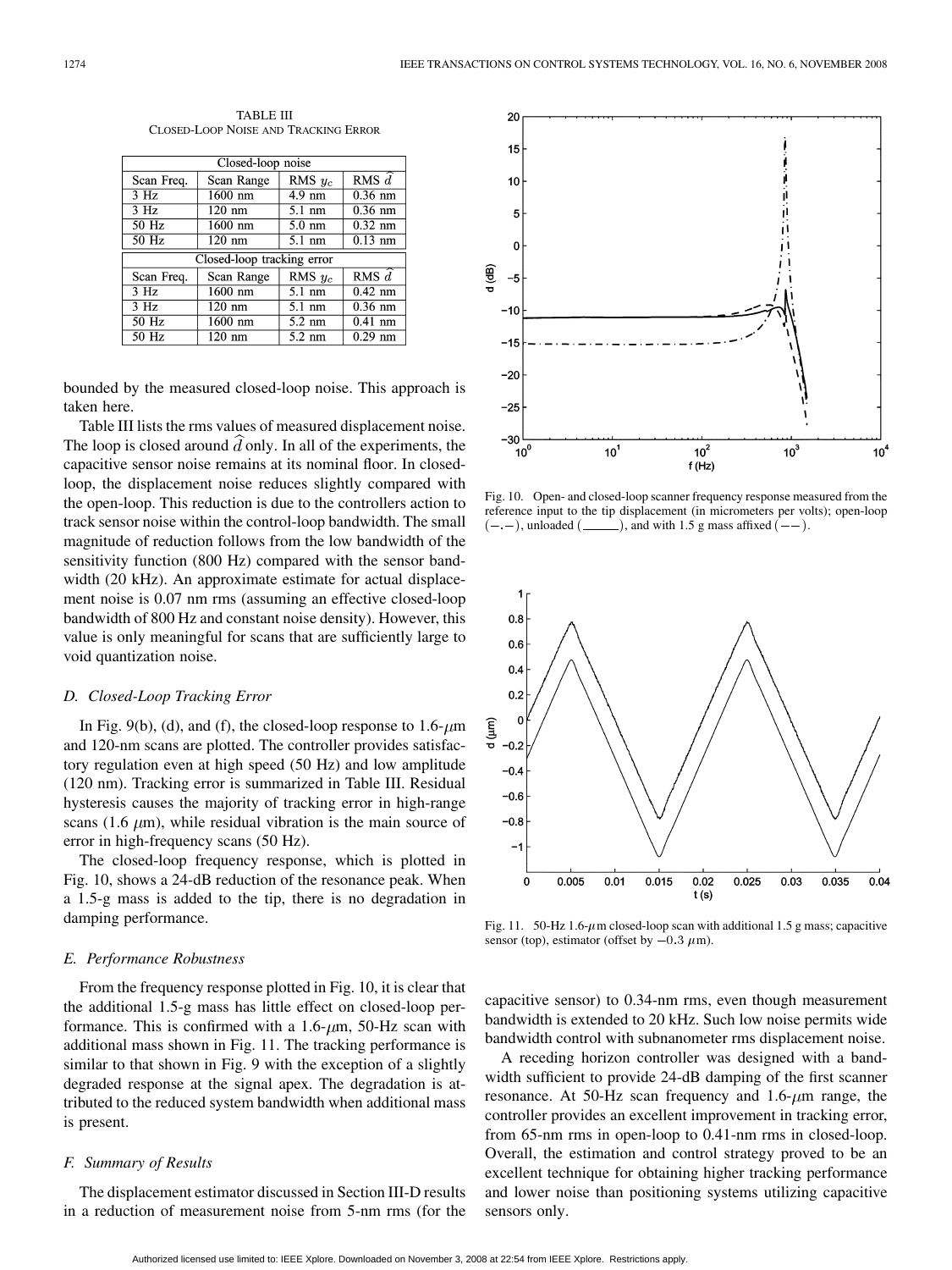TABLE III
CLOSED-LOOP NOISE AND TRACKING ERROR

| Closed-loop noise | | | |
|---|---|---|---|
| Scan Freq. | Scan Range | RMS $y_c$ | RMS $\widehat{d}$ |
| 3 Hz | 1600 nm | 4.9 nm | 0.36 nm |
| 3 Hz | 120 nm | 5.1 nm | 0.36 nm |
| 50 Hz | 1600 nm | 5.0 nm | 0.32 nm |
| 50 Hz | 120 nm | 5.1 nm | 0.13 nm |
| **Closed-loop tracking error** | | | |
| Scan Freq. | Scan Range | RMS $y_c$ | RMS $\widehat{d}$ |
| 3 Hz | 1600 nm | 5.1 nm | 0.42 nm |
| 3 Hz | 120 nm | 5.1 nm | 0.36 nm |
| 50 Hz | 1600 nm | 5.2 nm | 0.41 nm |
| 50 Hz | 120 nm | 5.2 nm | 0.29 nm |

bounded by the measured closed-loop noise. This approach is taken here.

Table III lists the rms values of measured displacement noise. The loop is closed around $\widehat{d}$ only. In all of the experiments, the capacitive sensor noise remains at its nominal floor. In closed-loop, the displacement noise reduces slightly compared with the open-loop. This reduction is due to the controllers action to track sensor noise within the control-loop bandwidth. The small magnitude of reduction follows from the low bandwidth of the sensitivity function (800 Hz) compared with the sensor bandwidth (20 kHz). An approximate estimate for actual displacement noise is 0.07 nm rms (assuming an effective closed-loop bandwidth of 800 Hz and constant noise density). However, this value is only meaningful for scans that are sufficiently large to void quantization noise.

### D. Closed-Loop Tracking Error

In Fig. 9(b), (d), and (f), the closed-loop response to 1.6-$\mu$m and 120-nm scans are plotted. The controller provides satisfactory regulation even at high speed (50 Hz) and low amplitude (120 nm). Tracking error is summarized in Table III. Residual hysteresis causes the majority of tracking error in high-range scans (1.6 $\mu$m), while residual vibration is the main source of error in high-frequency scans (50 Hz).

The closed-loop frequency response, which is plotted in Fig. 10, shows a 24-dB reduction of the resonance peak. When a 1.5-g mass is added to the tip, there is no degradation in damping performance.

### E. Performance Robustness

From the frequency response plotted in Fig. 10, it is clear that the additional 1.5-g mass has little effect on closed-loop performance. This is confirmed with a 1.6-$\mu$m, 50-Hz scan with additional mass shown in Fig. 11. The tracking performance is similar to that shown in Fig. 9 with the exception of a slightly degraded response at the signal apex. The degradation is attributed to the reduced system bandwidth when additional mass is present.

### F. Summary of Results

The displacement estimator discussed in Section III-D results in a reduction of measurement noise from 5-nm rms (for the capacitive sensor) to 0.34-nm rms, even though measurement bandwidth is extended to 20 kHz. Such low noise permits wide bandwidth control with subnanometer rms displacement noise.

A receding horizon controller was designed with a bandwidth sufficient to provide 24-dB damping of the first scanner resonance. At 50-Hz scan frequency and 1.6-$\mu$m range, the controller provides an excellent improvement in tracking error, from 65-nm rms in open-loop to 0.41-nm rms in closed-loop. Overall, the estimation and control strategy proved to be an excellent technique for obtaining higher tracking performance and lower noise than positioning systems utilizing capacitive sensors only.

Fig. 10. Open- and closed-loop scanner frequency response measured from the reference input to the tip displacement (in micrometers per volts); open-loop (–.–), unloaded (——), and with 1.5 g mass affixed (– –).

Fig. 11. 50-Hz 1.6-$\mu$m closed-loop scan with additional 1.5 g mass; capacitive sensor (top), estimator (offset by $-0.3$ $\mu$m).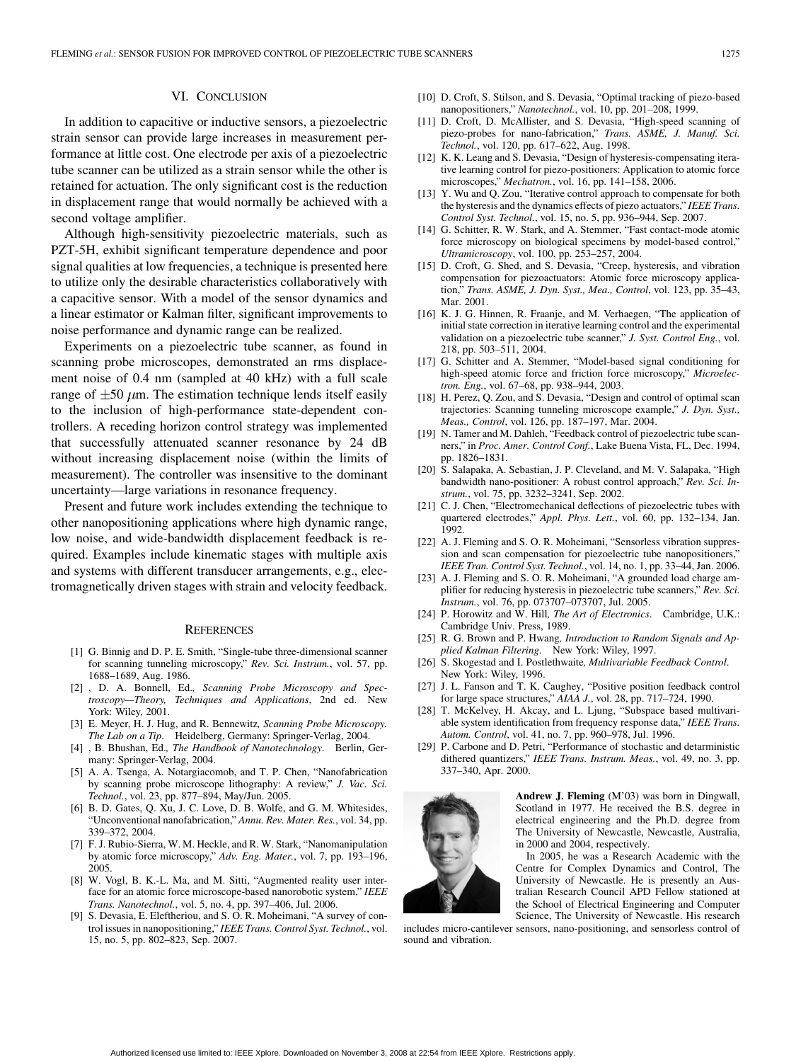## VI. Conclusion

In addition to capacitive or inductive sensors, a piezoelectric strain sensor can provide large increases in measurement performance at little cost. One electrode per axis of a piezoelectric tube scanner can be utilized as a strain sensor while the other is retained for actuation. The only significant cost is the reduction in displacement range that would normally be achieved with a second voltage amplifier.

Although high-sensitivity piezoelectric materials, such as PZT-5H, exhibit significant temperature dependence and poor signal qualities at low frequencies, a technique is presented here to utilize only the desirable characteristics collaboratively with a capacitive sensor. With a model of the sensor dynamics and a linear estimator or Kalman filter, significant improvements to noise performance and dynamic range can be realized.

Experiments on a piezoelectric tube scanner, as found in scanning probe microscopes, demonstrated an rms displacement noise of 0.4 nm (sampled at 40 kHz) with a full scale range of $\pm 50$ $\mu$m. The estimation technique lends itself easily to the inclusion of high-performance state-dependent controllers. A receding horizon control strategy was implemented that successfully attenuated scanner resonance by 24 dB without increasing displacement noise (within the limits of measurement). The controller was insensitive to the dominant uncertainty—large variations in resonance frequency.

Present and future work includes extending the technique to other nanopositioning applications where high dynamic range, low noise, and wide-bandwidth displacement feedback is required. Examples include kinematic stages with multiple axis and systems with different transducer arrangements, e.g., electromagnetically driven stages with strain and velocity feedback.

## References

[1] G. Binnig and D. P. E. Smith, "Single-tube three-dimensional scanner for scanning tunneling microscopy," *Rev. Sci. Instrum.*, vol. 57, pp. 1688–1689, Aug. 1986.

[2] , D. A. Bonnell, Ed., *Scanning Probe Microscopy and Spectroscopy—Theory, Techniques and Applications*, 2nd ed. New York: Wiley, 2001.

[3] E. Meyer, H. J. Hug, and R. Bennewitz, *Scanning Probe Microscopy. The Lab on a Tip*. Heidelberg, Germany: Springer-Verlag, 2004.

[4] , B. Bhushan, Ed., *The Handbook of Nanotechnology*. Berlin, Germany: Springer-Verlag, 2004.

[5] A. A. Tsenga, A. Notargiacomob, and T. P. Chen, "Nanofabrication by scanning probe microscope lithography: A review," *J. Vac. Sci. Technol.*, vol. 23, pp. 877–894, May/Jun. 2005.

[6] B. D. Gates, Q. Xu, J. C. Love, D. B. Wolfe, and G. M. Whitesides, "Unconventional nanofabrication," *Annu. Rev. Mater. Res.*, vol. 34, pp. 339–372, 2004.

[7] F. J. Rubio-Sierra, W. M. Heckle, and R. W. Stark, "Nanomanipulation by atomic force microscopy," *Adv. Eng. Mater.*, vol. 7, pp. 193–196, 2005.

[8] W. Vogl, B. K.-L. Ma, and M. Sitti, "Augmented reality user interface for an atomic force microscope-based nanorobotic system," *IEEE Trans. Nanotechnol.*, vol. 5, no. 4, pp. 397–406, Jul. 2006.

[9] S. Devasia, E. Eleftheriou, and S. O. R. Moheimani, "A survey of control issues in nanopositioning," *IEEE Trans. Control Syst. Technol.*, vol. 15, no. 5, pp. 802–823, Sep. 2007.

[10] D. Croft, S. Stilson, and S. Devasia, "Optimal tracking of piezo-based nanopositioners," *Nanotechnol.*, vol. 10, pp. 201–208, 1999.

[11] D. Croft, D. McAllister, and S. Devasia, "High-speed scanning of piezo-probes for nano-fabrication," *Trans. ASME, J. Manuf. Sci. Technol.*, vol. 120, pp. 617–622, Aug. 1998.

[12] K. K. Leang and S. Devasia, "Design of hysteresis-compensating iterative learning control for piezo-positioners: Application to atomic force microscopes," *Mechatron.*, vol. 16, pp. 141–158, 2006.

[13] Y. Wu and Q. Zou, "Iterative control approach to compensate for both the hysteresis and the dynamics effects of piezo actuators," *IEEE Trans. Control Syst. Technol.*, vol. 15, no. 5, pp. 936–944, Sep. 2007.

[14] G. Schitter, R. W. Stark, and A. Stemmer, "Fast contact-mode atomic force microscopy on biological specimens by model-based control," *Ultramicroscopy*, vol. 100, pp. 253–257, 2004.

[15] D. Croft, G. Shed, and S. Devasia, "Creep, hysteresis, and vibration compensation for piezoactuators: Atomic force microscopy application," *Trans. ASME, J. Dyn. Syst., Mea., Control*, vol. 123, pp. 35–43, Mar. 2001.

[16] K. J. G. Hinnen, R. Fraanje, and M. Verhaegen, "The application of initial state correction in iterative learning control and the experimental validation on a piezoelectric tube scanner," *J. Syst. Control Eng.*, vol. 218, pp. 503–511, 2004.

[17] G. Schitter and A. Stemmer, "Model-based signal conditioning for high-speed atomic force and friction force microscopy," *Microelectron. Eng.*, vol. 67–68, pp. 938–944, 2003.

[18] H. Perez, Q. Zou, and S. Devasia, "Design and control of optimal scan trajectories: Scanning tunneling microscope example," *J. Dyn. Syst., Meas., Control*, vol. 126, pp. 187–197, Mar. 2004.

[19] N. Tamer and M. Dahleh, "Feedback control of piezoelectric tube scanners," in *Proc. Amer. Control Conf.*, Lake Buena Vista, FL, Dec. 1994, pp. 1826–1831.

[20] S. Salapaka, A. Sebastian, J. P. Cleveland, and M. V. Salapaka, "High bandwidth nano-positioner: A robust control approach," *Rev. Sci. Instrum.*, vol. 75, pp. 3232–3241, Sep. 2002.

[21] C. J. Chen, "Electromechanical deflections of piezoelectric tubes with quartered electrodes," *Appl. Phys. Lett.*, vol. 60, pp. 132–134, Jan. 1992.

[22] A. J. Fleming and S. O. R. Moheimani, "Sensorless vibration suppression and scan compensation for piezoelectric tube nanopositioners," *IEEE Tran. Control Syst. Technol.*, vol. 14, no. 1, pp. 33–44, Jan. 2006.

[23] A. J. Fleming and S. O. R. Moheimani, "A grounded load charge amplifier for reducing hysteresis in piezoelectric tube scanners," *Rev. Sci. Instrum.*, vol. 76, pp. 073707–073707, Jul. 2005.

[24] P. Horowitz and W. Hill, *The Art of Electronics*. Cambridge, U.K.: Cambridge Univ. Press, 1989.

[25] R. G. Brown and P. Hwang, *Introduction to Random Signals and Applied Kalman Filtering*. New York: Wiley, 1997.

[26] S. Skogestad and I. Postlethwaite, *Multivariable Feedback Control*. New York: Wiley, 1996.

[27] J. L. Fanson and T. K. Caughey, "Positive position feedback control for large space structures," *AIAA J.*, vol. 28, pp. 717–724, 1990.

[28] T. McKelvey, H. Akcay, and L. Ljung, "Subspace based multivariable system identification from frequency response data," *IEEE Trans. Autom. Control*, vol. 41, no. 7, pp. 960–978, Jul. 1996.

[29] P. Carbone and D. Petri, "Performance of stochastic and detarministic dithered quantizers," *IEEE Trans. Instrum. Meas.*, vol. 49, no. 3, pp. 337–340, Apr. 2000.

**Andrew J. Fleming** (M'03) was born in Dingwall, Scotland in 1977. He received the B.S. degree in electrical engineering and the Ph.D. degree from The University of Newcastle, Newcastle, Australia, in 2000 and 2004, respectively.

In 2005, he was a Research Academic with the Centre for Complex Dynamics and Control, The University of Newcastle. He is presently an Australian Research Council APD Fellow stationed at the School of Electrical Engineering and Computer Science, The University of Newcastle. His research includes micro-cantilever sensors, nano-positioning, and sensorless control of sound and vibration.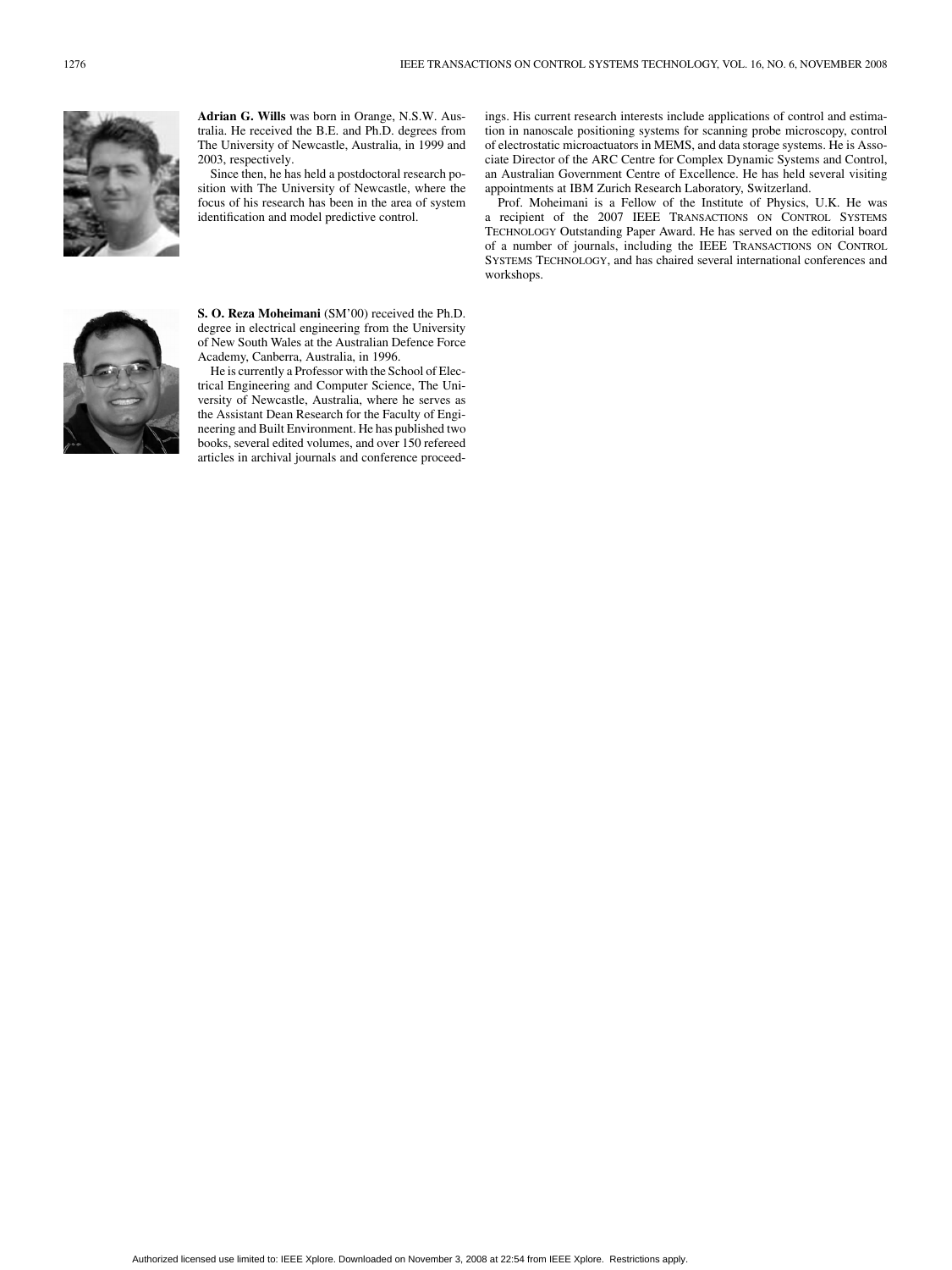**Adrian G. Wills** was born in Orange, N.S.W. Australia. He received the B.E. and Ph.D. degrees from The University of Newcastle, Australia, in 1999 and 2003, respectively.

Since then, he has held a postdoctoral research position with The University of Newcastle, where the focus of his research has been in the area of system identification and model predictive control.

**S. O. Reza Moheimani** (SM'00) received the Ph.D. degree in electrical engineering from the University of New South Wales at the Australian Defence Force Academy, Canberra, Australia, in 1996.

He is currently a Professor with the School of Electrical Engineering and Computer Science, The University of Newcastle, Australia, where he serves as the Assistant Dean Research for the Faculty of Engineering and Built Environment. He has published two books, several edited volumes, and over 150 refereed articles in archival journals and conference proceedings. His current research interests include applications of control and estimation in nanoscale positioning systems for scanning probe microscopy, control of electrostatic microactuators in MEMS, and data storage systems. He is Associate Director of the ARC Centre for Complex Dynamic Systems and Control, an Australian Government Centre of Excellence. He has held several visiting appointments at IBM Zurich Research Laboratory, Switzerland.

Prof. Moheimani is a Fellow of the Institute of Physics, U.K. He was a recipient of the 2007 IEEE TRANSACTIONS ON CONTROL SYSTEMS TECHNOLOGY Outstanding Paper Award. He has served on the editorial board of a number of journals, including the IEEE TRANSACTIONS ON CONTROL SYSTEMS TECHNOLOGY, and has chaired several international conferences and workshops.